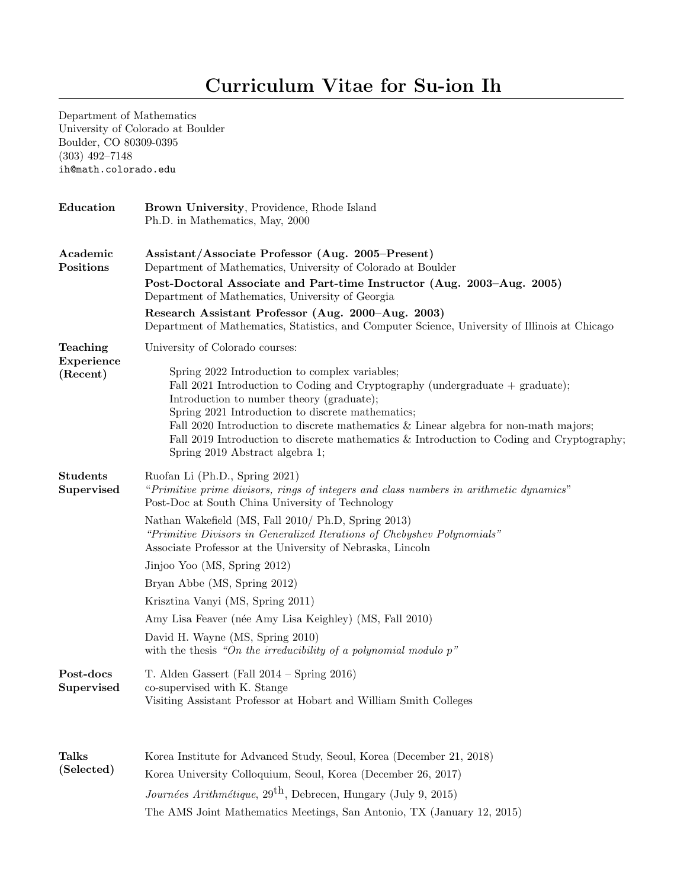# Curriculum Vitae for Su-ion Ih

Department of Mathematics
University of Colorado at Boulder
Boulder, CO 80309-0395
(303) 492–7148
`ih@math.colorado.edu`

## Education

**Brown University**, Providence, Rhode Island
Ph.D. in Mathematics, May, 2000

## Academic Positions

**Assistant/Associate Professor (Aug. 2005–Present)**
Department of Mathematics, University of Colorado at Boulder

**Post-Doctoral Associate and Part-time Instructor (Aug. 2003–Aug. 2005)**
Department of Mathematics, University of Georgia

**Research Assistant Professor (Aug. 2000–Aug. 2003)**
Department of Mathematics, Statistics, and Computer Science, University of Illinois at Chicago

## Teaching Experience (Recent)

University of Colorado courses:

Spring 2022 Introduction to complex variables;
Fall 2021 Introduction to Coding and Cryptography (undergraduate + graduate);
Introduction to number theory (graduate);
Spring 2021 Introduction to discrete mathematics;
Fall 2020 Introduction to discrete mathematics & Linear algebra for non-math majors;
Fall 2019 Introduction to discrete mathematics & Introduction to Coding and Cryptography;
Spring 2019 Abstract algebra 1;

## Students Supervised

Ruofan Li (Ph.D., Spring 2021)
"*Primitive prime divisors, rings of integers and class numbers in arithmetic dynamics*"
Post-Doc at South China University of Technology

Nathan Wakefield (MS, Fall 2010/ Ph.D, Spring 2013)
*"Primitive Divisors in Generalized Iterations of Chebyshev Polynomials"*
Associate Professor at the University of Nebraska, Lincoln

Jinjoo Yoo (MS, Spring 2012)

Bryan Abbe (MS, Spring 2012)

Krisztina Vanyi (MS, Spring 2011)

Amy Lisa Feaver (née Amy Lisa Keighley) (MS, Fall 2010)

David H. Wayne (MS, Spring 2010)
with the thesis *"On the irreducibility of a polynomial modulo p"*

## Post-docs Supervised

T. Alden Gassert (Fall 2014 – Spring 2016)
co-supervised with K. Stange
Visiting Assistant Professor at Hobart and William Smith Colleges

## Talks (Selected)

Korea Institute for Advanced Study, Seoul, Korea (December 21, 2018)

Korea University Colloquium, Seoul, Korea (December 26, 2017)

*Journées Arithmétique*, 29$^{\text{th}}$, Debrecen, Hungary (July 9, 2015)

The AMS Joint Mathematics Meetings, San Antonio, TX (January 12, 2015)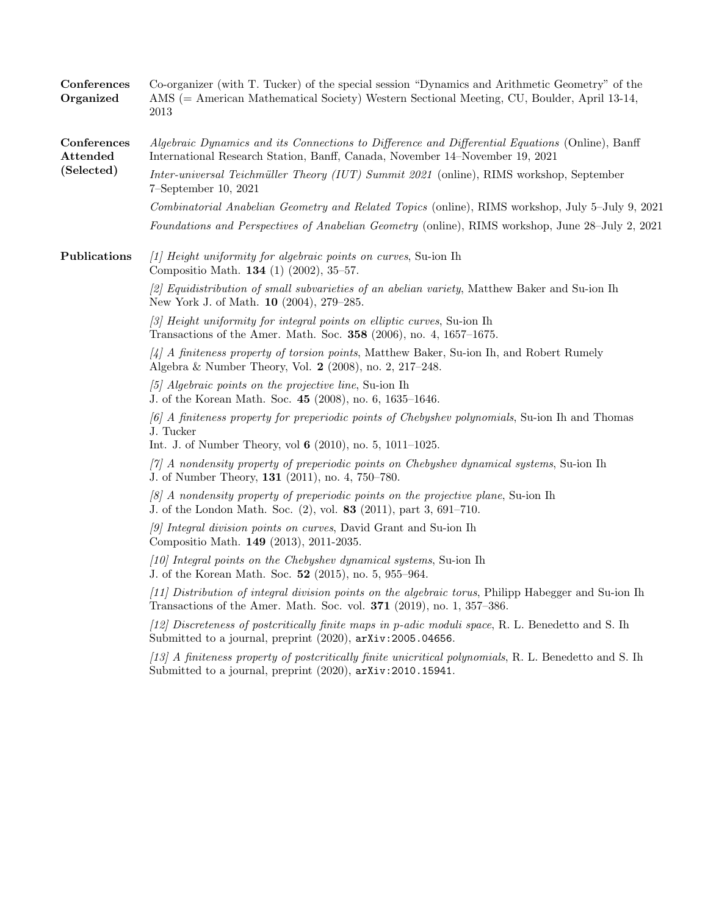**Conferences Organized**

Co-organizer (with T. Tucker) of the special session "Dynamics and Arithmetic Geometry" of the AMS (= American Mathematical Society) Western Sectional Meeting, CU, Boulder, April 13-14, 2013

**Conferences Attended (Selected)**

*Algebraic Dynamics and its Connections to Difference and Differential Equations* (Online), Banff International Research Station, Banff, Canada, November 14–November 19, 2021

*Inter-universal Teichmüller Theory (IUT) Summit 2021* (online), RIMS workshop, September 7–September 10, 2021

*Combinatorial Anabelian Geometry and Related Topics* (online), RIMS workshop, July 5–July 9, 2021

*Foundations and Perspectives of Anabelian Geometry* (online), RIMS workshop, June 28–July 2, 2021

**Publications**

*[1] Height uniformity for algebraic points on curves*, Su-ion Ih
Compositio Math. **134** (1) (2002), 35–57.

*[2] Equidistribution of small subvarieties of an abelian variety*, Matthew Baker and Su-ion Ih
New York J. of Math. **10** (2004), 279–285.

*[3] Height uniformity for integral points on elliptic curves*, Su-ion Ih
Transactions of the Amer. Math. Soc. **358** (2006), no. 4, 1657–1675.

*[4] A finiteness property of torsion points*, Matthew Baker, Su-ion Ih, and Robert Rumely
Algebra & Number Theory, Vol. **2** (2008), no. 2, 217–248.

*[5] Algebraic points on the projective line*, Su-ion Ih
J. of the Korean Math. Soc. **45** (2008), no. 6, 1635–1646.

*[6] A finiteness property for preperiodic points of Chebyshev polynomials*, Su-ion Ih and Thomas J. Tucker
Int. J. of Number Theory, vol **6** (2010), no. 5, 1011–1025.

*[7] A nondensity property of preperiodic points on Chebyshev dynamical systems*, Su-ion Ih
J. of Number Theory, **131** (2011), no. 4, 750–780.

*[8] A nondensity property of preperiodic points on the projective plane*, Su-ion Ih
J. of the London Math. Soc. (2), vol. **83** (2011), part 3, 691–710.

*[9] Integral division points on curves*, David Grant and Su-ion Ih
Compositio Math. **149** (2013), 2011-2035.

*[10] Integral points on the Chebyshev dynamical systems*, Su-ion Ih
J. of the Korean Math. Soc. **52** (2015), no. 5, 955–964.

*[11] Distribution of integral division points on the algebraic torus*, Philipp Habegger and Su-ion Ih
Transactions of the Amer. Math. Soc. vol. **371** (2019), no. 1, 357–386.

*[12] Discreteness of postcritically finite maps in p-adic moduli space*, R. L. Benedetto and S. Ih
Submitted to a journal, preprint (2020), `arXiv:2005.04656`.

*[13] A finiteness property of postcritically finite unicritical polynomials*, R. L. Benedetto and S. Ih
Submitted to a journal, preprint (2020), `arXiv:2010.15941`.